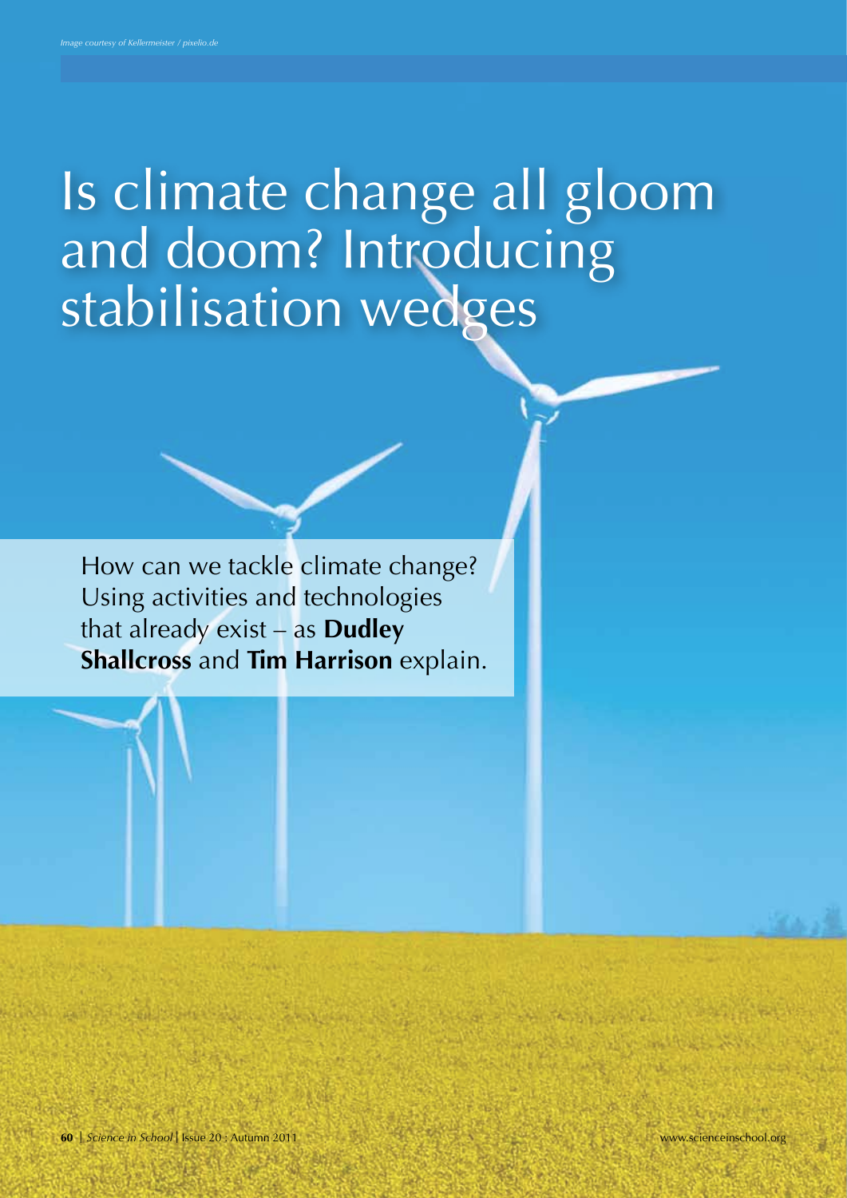Image courtesy of Kellermeister / pixelio.de

# Is climate change all gloom and doom? Introducing stabilisation wedges

How can we tackle climate change? Using activities and technologies that already exist – as **Dudley Shallcross** and **Tim Harrison** explain.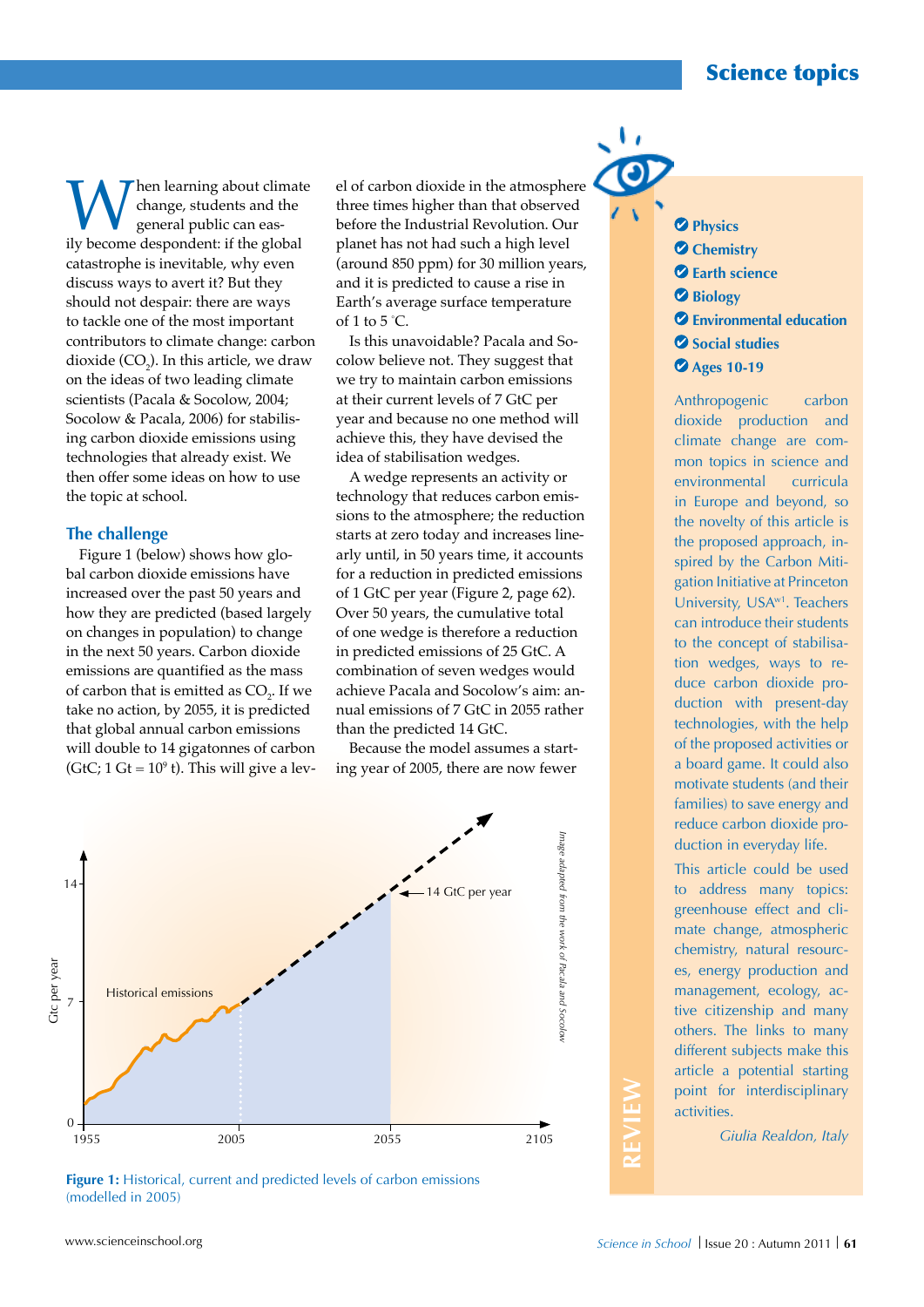When learning about climate change, students and the general public can easily become despondent: if the global catastrophe is inevitable, why even discuss ways to avert it? But they should not despair: there are ways to tackle one of the most important contributors to climate change: carbon dioxide ($CO_2$). In this article, we draw on the ideas of two leading climate scientists (Pacala & Socolow, 2004; Socolow & Pacala, 2006) for stabilising carbon dioxide emissions using technologies that already exist. We then offer some ideas on how to use the topic at school.

## The challenge

Figure 1 (below) shows how global carbon dioxide emissions have increased over the past 50 years and how they are predicted (based largely on changes in population) to change in the next 50 years. Carbon dioxide emissions are quantified as the mass of carbon that is emitted as $CO_2$. If we take no action, by 2055, it is predicted that global annual carbon emissions will double to 14 gigatonnes of carbon (GtC; 1 Gt = $10^9$ t). This will give a level of carbon dioxide in the atmosphere three times higher than that observed before the Industrial Revolution. Our planet has not had such a high level (around 850 ppm) for 30 million years, and it is predicted to cause a rise in Earth's average surface temperature of 1 to 5 °C.

Is this unavoidable? Pacala and Socolow believe not. They suggest that we try to maintain carbon emissions at their current levels of 7 GtC per year and because no one method will achieve this, they have devised the idea of stabilisation wedges.

A wedge represents an activity or technology that reduces carbon emissions to the atmosphere; the reduction starts at zero today and increases linearly until, in 50 years time, it accounts for a reduction in predicted emissions of 1 GtC per year (Figure 2, page 62). Over 50 years, the cumulative total of one wedge is therefore a reduction in predicted emissions of 25 GtC. A combination of seven wedges would achieve Pacala and Socolow's aim: annual emissions of 7 GtC in 2055 rather than the predicted 14 GtC.

Because the model assumes a starting year of 2005, there are now fewer

**Figure 1:** Historical, current and predicted levels of carbon emissions (modelled in 2005)

*Image adapted from the work of Pacala and Socolow*

## Review

- Physics
- Chemistry
- Earth science
- Biology
- Environmental education
- Social studies
- Ages 10-19

Anthropogenic carbon dioxide production and climate change are common topics in science and environmental curricula in Europe and beyond, so the novelty of this article is the proposed approach, inspired by the Carbon Mitigation Initiative at Princeton University, USA[w1]. Teachers can introduce their students to the concept of stabilisation wedges, ways to reduce carbon dioxide production with present-day technologies, with the help of the proposed activities or a board game. It could also motivate students (and their families) to save energy and reduce carbon dioxide production in everyday life.

This article could be used to address many topics: greenhouse effect and climate change, atmospheric chemistry, natural resources, energy production and management, ecology, active citizenship and many others. The links to many different subjects make this article a potential starting point for interdisciplinary activities.

*Giulia Realdon, Italy*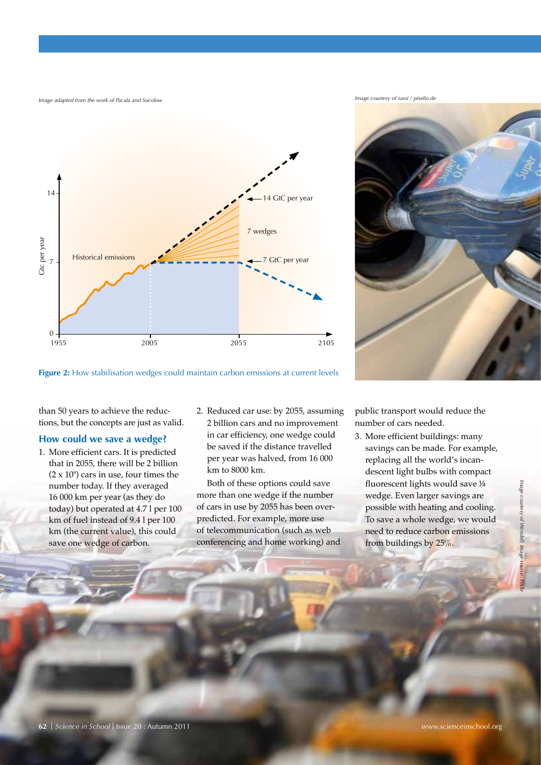Image adapted from the work of Pacala and Socolow

**Figure 2:** How stabilisation wedges could maintain carbon emissions at current levels

Image courtesy of sassi / pixelio.de

than 50 years to achieve the reductions, but the concepts are just as valid.

### How could we save a wedge?

1. More efficient cars. It is predicted that in 2055, there will be 2 billion ($2 \times 10^9$) cars in use, four times the number today. If they averaged 16 000 km per year (as they do today) but operated at 4.7 l per 100 km of fuel instead of 9.4 l per 100 km (the current value), this could save one wedge of carbon.

2. Reduced car use: by 2055, assuming 2 billion cars and no improvement in car efficiency, one wedge could be saved if the distance travelled per year was halved, from 16 000 km to 8000 km.

Both of these options could save more than one wedge if the number of cars in use by 2055 has been overpredicted. For example, more use of telecommunication (such as web conferencing and home working) and public transport would reduce the number of cars needed.

3. More efficient buildings: many savings can be made. For example, replacing all the world's incandescent light bulbs with compact fluorescent lights would save ¼ wedge. Even larger savings are possible with heating and cooling. To save a whole wedge, we would need to reduce carbon emissions from buildings by 25%.

Image courtesy of Wendell; image source: Flickr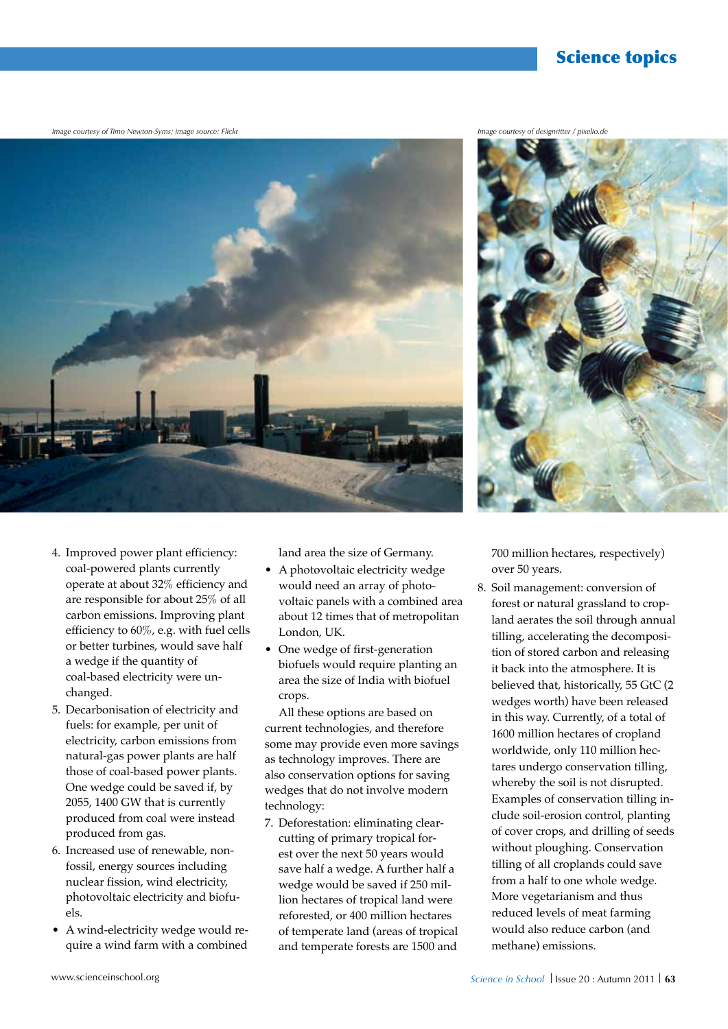Image courtesy of Timo Newton-Syms; image source: Flickr

Image courtesy of designritter / pixelio.de

4. Improved power plant efficiency: coal-powered plants currently operate at about 32% efficiency and are responsible for about 25% of all carbon emissions. Improving plant efficiency to 60%, e.g. with fuel cells or better turbines, would save half a wedge if the quantity of coal-based electricity were unchanged.
5. Decarbonisation of electricity and fuels: for example, per unit of electricity, carbon emissions from natural-gas power plants are half those of coal-based power plants. One wedge could be saved if, by 2055, 1400 GW that is currently produced from coal were instead produced from gas.
6. Increased use of renewable, non-fossil, energy sources including nuclear fission, wind electricity, photovoltaic electricity and biofuels.

- A wind-electricity wedge would require a wind farm with a combined land area the size of Germany.
- A photovoltaic electricity wedge would need an array of photovoltaic panels with a combined area about 12 times that of metropolitan London, UK.
- One wedge of first-generation biofuels would require planting an area the size of India with biofuel crops.

All these options are based on current technologies, and therefore some may provide even more savings as technology improves. There are also conservation options for saving wedges that do not involve modern technology:

7. Deforestation: eliminating clear-cutting of primary tropical forest over the next 50 years would save half a wedge. A further half a wedge would be saved if 250 million hectares of tropical land were reforested, or 400 million hectares of temperate land (areas of tropical and temperate forests are 1500 and 700 million hectares, respectively) over 50 years.
8. Soil management: conversion of forest or natural grassland to cropland aerates the soil through annual tilling, accelerating the decomposition of stored carbon and releasing it back into the atmosphere. It is believed that, historically, 55 GtC (2 wedges worth) have been released in this way. Currently, of a total of 1600 million hectares of cropland worldwide, only 110 million hectares undergo conservation tilling, whereby the soil is not disrupted. Examples of conservation tilling include soil-erosion control, planting of cover crops, and drilling of seeds without ploughing. Conservation tilling of all croplands could save from a half to one whole wedge. More vegetarianism and thus reduced levels of meat farming would also reduce carbon (and methane) emissions.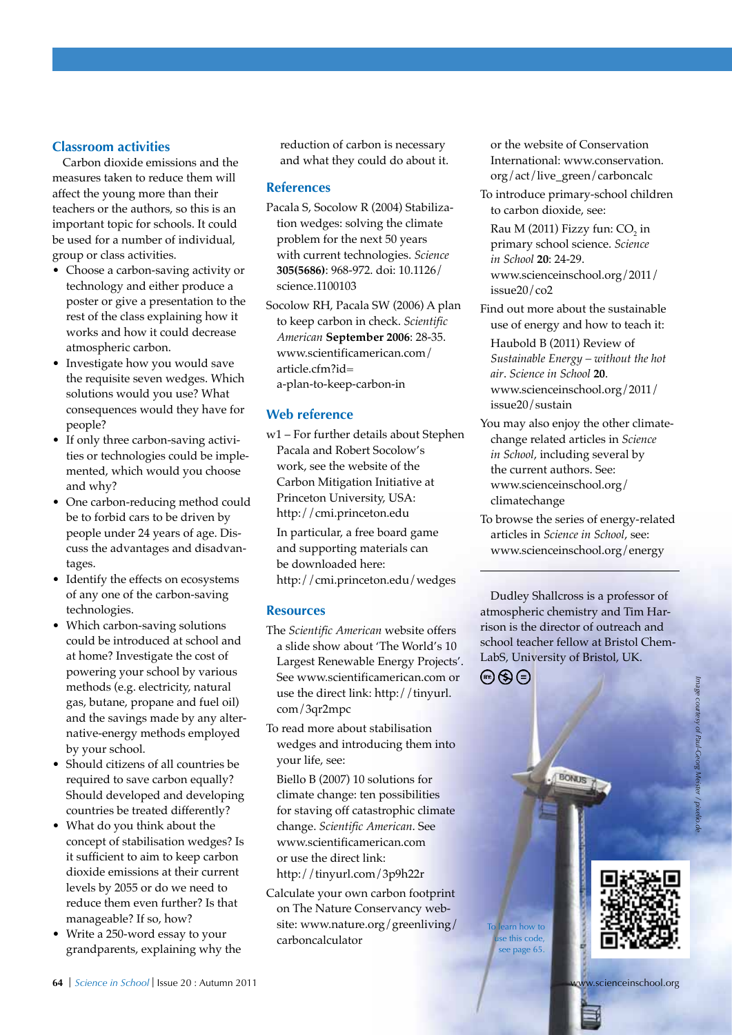## Classroom activities

Carbon dioxide emissions and the measures taken to reduce them will affect the young more than their teachers or the authors, so this is an important topic for schools. It could be used for a number of individual, group or class activities.

- Choose a carbon-saving activity or technology and either produce a poster or give a presentation to the rest of the class explaining how it works and how it could decrease atmospheric carbon.
- Investigate how you would save the requisite seven wedges. Which solutions would you use? What consequences would they have for people?
- If only three carbon-saving activities or technologies could be implemented, which would you choose and why?
- One carbon-reducing method could be to forbid cars to be driven by people under 24 years of age. Discuss the advantages and disadvantages.
- Identify the effects on ecosystems of any one of the carbon-saving technologies.
- Which carbon-saving solutions could be introduced at school and at home? Investigate the cost of powering your school by various methods (e.g. electricity, natural gas, butane, propane and fuel oil) and the savings made by any alternative-energy methods employed by your school.
- Should citizens of all countries be required to save carbon equally? Should developed and developing countries be treated differently?
- What do you think about the concept of stabilisation wedges? Is it sufficient to aim to keep carbon dioxide emissions at their current levels by 2055 or do we need to reduce them even further? Is that manageable? If so, how?
- Write a 250-word essay to your grandparents, explaining why the reduction of carbon is necessary and what they could do about it.

## References

Pacala S, Socolow R (2004) Stabilization wedges: solving the climate problem for the next 50 years with current technologies. *Science* **305(5686)**: 968-972. doi: 10.1126/science.1100103

Socolow RH, Pacala SW (2006) A plan to keep carbon in check. *Scientific American* **September 2006**: 28-35. www.scientificamerican.com/article.cfm?id=a-plan-to-keep-carbon-in

## Web reference

w1 – For further details about Stephen Pacala and Robert Socolow's work, see the website of the Carbon Mitigation Initiative at Princeton University, USA: http://cmi.princeton.edu

In particular, a free board game and supporting materials can be downloaded here: http://cmi.princeton.edu/wedges

## Resources

The *Scientific American* website offers a slide show about 'The World's 10 Largest Renewable Energy Projects'. See www.scientificamerican.com or use the direct link: http://tinyurl.com/3qr2mpc

To read more about stabilisation wedges and introducing them into your life, see:

Biello B (2007) 10 solutions for climate change: ten possibilities for staving off catastrophic climate change. *Scientific American*. See www.scientificamerican.com or use the direct link: http://tinyurl.com/3p9h22r

Calculate your own carbon footprint on The Nature Conservancy website: www.nature.org/greenliving/carboncalculator or the website of Conservation International: www.conservation.org/act/live_green/carboncalc

To introduce primary-school children to carbon dioxide, see:

Rau M (2011) Fizzy fun: $CO_2$ in primary school science. *Science in School* **20**: 24-29. www.scienceinschool.org/2011/issue20/co2

Find out more about the sustainable use of energy and how to teach it:

Haubold B (2011) Review of *Sustainable Energy – without the hot air*. *Science in School* **20**. www.scienceinschool.org/2011/issue20/sustain

You may also enjoy the other climate-change related articles in *Science in School*, including several by the current authors. See: www.scienceinschool.org/climatechange

To browse the series of energy-related articles in *Science in School*, see: www.scienceinschool.org/energy

---

Dudley Shallcross is a professor of atmospheric chemistry and Tim Harrison is the director of outreach and school teacher fellow at Bristol ChemLabS, University of Bristol, UK.

*Image courtesy of Paul-Georg Meister / pixelio.de*

To learn how to use this code, see page 65.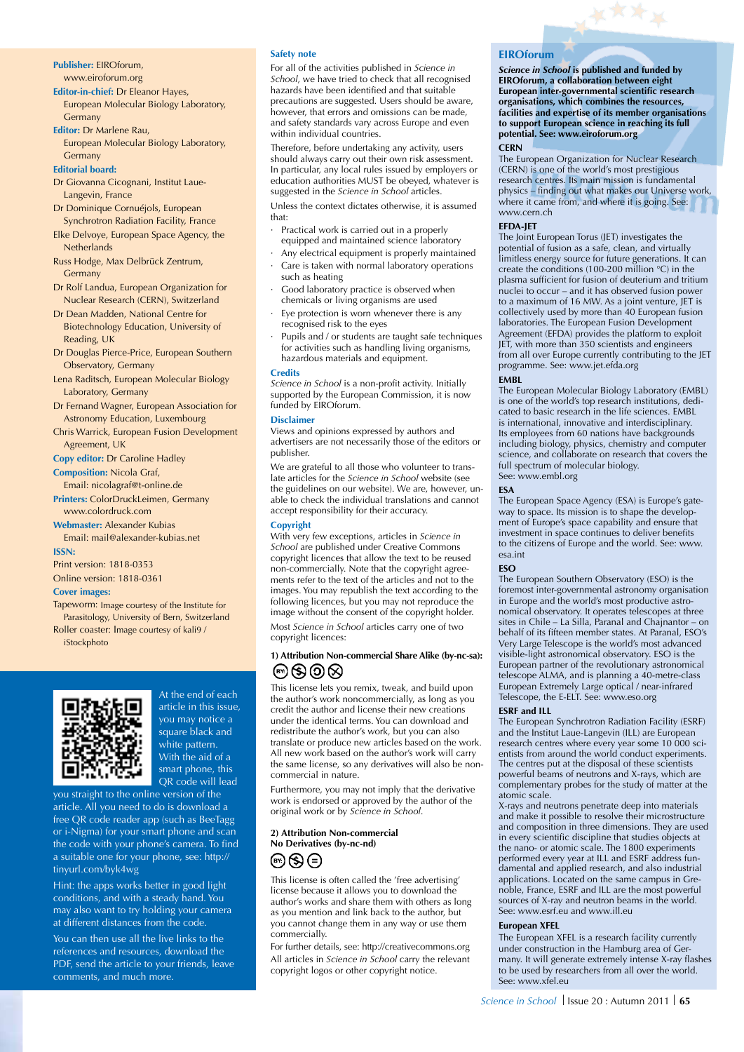**Publisher:** EIROforum, www.eiroforum.org

**Editor-in-chief:** Dr Eleanor Hayes, European Molecular Biology Laboratory, Germany

**Editor:** Dr Marlene Rau, European Molecular Biology Laboratory, Germany

**Editorial board:**

Dr Giovanna Cicognani, Institut Laue-Langevin, France

Dr Dominique Cornuéjols, European Synchrotron Radiation Facility, France

Elke Delvoye, European Space Agency, the Netherlands

Russ Hodge, Max Delbrück Zentrum, Germany

Dr Rolf Landua, European Organization for Nuclear Research (CERN), Switzerland

Dr Dean Madden, National Centre for Biotechnology Education, University of Reading, UK

Dr Douglas Pierce-Price, European Southern Observatory, Germany

Lena Raditsch, European Molecular Biology Laboratory, Germany

Dr Fernand Wagner, European Association for Astronomy Education, Luxembourg

Chris Warrick, European Fusion Development Agreement, UK

**Copy editor:** Dr Caroline Hadley

**Composition:** Nicola Graf, Email: nicolagraf@t-online.de

**Printers:** ColorDruckLeimen, Germany www.colordruck.com

**Webmaster:** Alexander Kubias Email: mail@alexander-kubias.net

**ISSN:**

Print version: 1818-0353

Online version: 1818-0361

**Cover images:**

Tapeworm: Image courtesy of the Institute for Parasitology, University of Bern, Switzerland

Roller coaster: Image courtesy of kali9 / iStockphoto

At the end of each article in this issue, you may notice a square black and white pattern. With the aid of a smart phone, this QR code will lead you straight to the online version of the article. All you need to do is download a free QR code reader app (such as BeeTagg or i-Nigma) for your smart phone and scan the code with your phone's camera. To find a suitable one for your phone, see: http://tinyurl.com/byk4wg

Hint: the apps works better in good light conditions, and with a steady hand. You may also want to try holding your camera at different distances from the code.

You can then use all the live links to the references and resources, download the PDF, send the article to your friends, leave comments, and much more.

## Safety note

For all of the activities published in *Science in School*, we have tried to check that all recognised hazards have been identified and that suitable precautions are suggested. Users should be aware, however, that errors and omissions can be made, and safety standards vary across Europe and even within individual countries.

Therefore, before undertaking any activity, users should always carry out their own risk assessment. In particular, any local rules issued by employers or education authorities MUST be obeyed, whatever is suggested in the *Science in School* articles.

Unless the context dictates otherwise, it is assumed that:

- Practical work is carried out in a properly equipped and maintained science laboratory
- Any electrical equipment is properly maintained
- Care is taken with normal laboratory operations such as heating
- Good laboratory practice is observed when chemicals or living organisms are used
- Eye protection is worn whenever there is any recognised risk to the eyes
- Pupils and / or students are taught safe techniques for activities such as handling living organisms, hazardous materials and equipment.

## Credits

*Science in School* is a non-profit activity. Initially supported by the European Commission, it is now funded by EIROforum.

## Disclaimer

Views and opinions expressed by authors and advertisers are not necessarily those of the editors or publisher.

We are grateful to all those who volunteer to translate articles for the *Science in School* website (see the guidelines on our website). We are, however, unable to check the individual translations and cannot accept responsibility for their accuracy.

## Copyright

With very few exceptions, articles in *Science in School* are published under Creative Commons copyright licences that allow the text to be reused non-commercially. Note that the copyright agreements refer to the text of the articles and not to the images. You may republish the text according to the following licences, but you may not reproduce the image without the consent of the copyright holder.

Most *Science in School* articles carry one of two copyright licences:

**1) Attribution Non-commercial Share Alike (by-nc-sa):**

This license lets you remix, tweak, and build upon the author's work noncommercially, as long as you credit the author and license their new creations under the identical terms. You can download and redistribute the author's work, but you can also translate or produce new articles based on the work. All new work based on the author's work will carry the same license, so any derivatives will also be non-commercial in nature.

Furthermore, you may not imply that the derivative work is endorsed or approved by the author of the original work or by *Science in School*.

**2) Attribution Non-commercial No Derivatives (by-nc-nd)**

This license is often called the 'free advertising' license because it allows you to download the author's works and share them with others as long as you mention and link back to the author, but you cannot change them in any way or use them commercially.

For further details, see: http://creativecommons.org

All articles in *Science in School* carry the relevant copyright logos or other copyright notice.

## EIROforum

***Science in School* is published and funded by EIROforum, a collaboration between eight European inter-governmental scientific research organisations, which combines the resources, facilities and expertise of its member organisations to support European science in reaching its full potential. See: www.eiroforum.org**

### CERN

The European Organization for Nuclear Research (CERN) is one of the world's most prestigious research centres. Its main mission is fundamental physics – finding out what makes our Universe work, where it came from, and where it is going. See: www.cern.ch

### EFDA-JET

The Joint European Torus (JET) investigates the potential of fusion as a safe, clean, and virtually limitless energy source for future generations. It can create the conditions (100-200 million °C) in the plasma sufficient for fusion of deuterium and tritium nuclei to occur – and it has observed fusion power to a maximum of 16 MW. As a joint venture, JET is collectively used by more than 40 European fusion laboratories. The European Fusion Development Agreement (EFDA) provides the platform to exploit JET, with more than 350 scientists and engineers from all over Europe currently contributing to the JET programme. See: www.jet.efda.org

### EMBL

The European Molecular Biology Laboratory (EMBL) is one of the world's top research institutions, dedicated to basic research in the life sciences. EMBL is international, innovative and interdisciplinary. Its employees from 60 nations have backgrounds including biology, physics, chemistry and computer science, and collaborate on research that covers the full spectrum of molecular biology. See: www.embl.org

### ESA

The European Space Agency (ESA) is Europe's gateway to space. Its mission is to shape the development of Europe's space capability and ensure that investment in space continues to deliver benefits to the citizens of Europe and the world. See: www.esa.int

### ESO

The European Southern Observatory (ESO) is the foremost inter-governmental astronomy organisation in Europe and the world's most productive astronomical observatory. It operates telescopes at three sites in Chile – La Silla, Paranal and Chajnantor – on behalf of its fifteen member states. At Paranal, ESO's Very Large Telescope is the world's most advanced visible-light astronomical observatory. ESO is the European partner of the revolutionary astronomical telescope ALMA, and is planning a 40-metre-class European Extremely Large optical / near-infrared Telescope, the E-ELT. See: www.eso.org

### ESRF and ILL

The European Synchrotron Radiation Facility (ESRF) and the Institut Laue-Langevin (ILL) are European research centres where every year some 10 000 scientists from around the world conduct experiments. The centres put at the disposal of these scientists powerful beams of neutrons and X-rays, which are complementary probes for the study of matter at the atomic scale.

X-rays and neutrons penetrate deep into materials and make it possible to resolve their microstructure and composition in three dimensions. They are used in every scientific discipline that studies objects at the nano- or atomic scale. The 1800 experiments performed every year at ILL and ESRF address fundamental and applied research, and also industrial applications. Located on the same campus in Grenoble, France, ESRF and ILL are the most powerful sources of X-ray and neutron beams in the world. See: www.esrf.eu and www.ill.eu

### European XFEL

The European XFEL is a research facility currently under construction in the Hamburg area of Germany. It will generate extremely intense X-ray flashes to be used by researchers from all over the world. See: www.xfel.eu